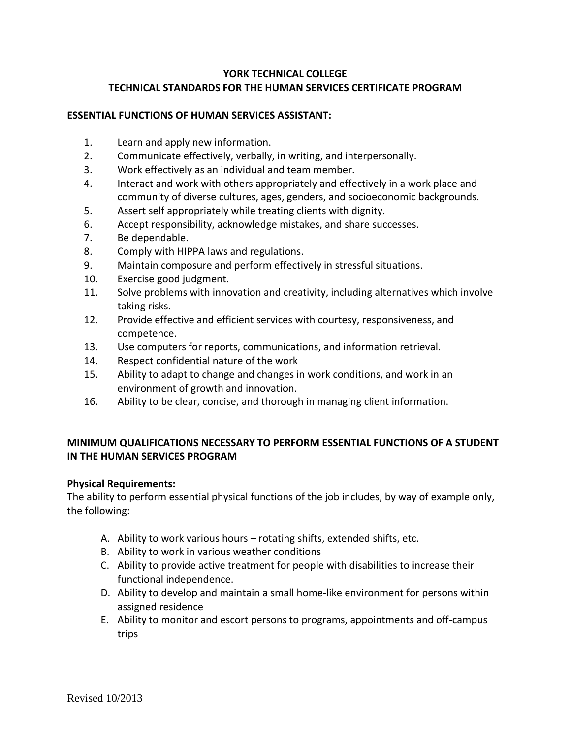# YORK TECHNICAL COLLEGE

## TECHNICAL STANDARDS FOR THE HUMAN SERVICES CERTIFICATE PROGRAM

### ESSENTIAL FUNCTIONS OF HUMAN SERVICES ASSISTANT:

1. Learn and apply new information.
2. Communicate effectively, verbally, in writing, and interpersonally.
3. Work effectively as an individual and team member.
4. Interact and work with others appropriately and effectively in a work place and community of diverse cultures, ages, genders, and socioeconomic backgrounds.
5. Assert self appropriately while treating clients with dignity.
6. Accept responsibility, acknowledge mistakes, and share successes.
7. Be dependable.
8. Comply with HIPPA laws and regulations.
9. Maintain composure and perform effectively in stressful situations.
10. Exercise good judgment.
11. Solve problems with innovation and creativity, including alternatives which involve taking risks.
12. Provide effective and efficient services with courtesy, responsiveness, and competence.
13. Use computers for reports, communications, and information retrieval.
14. Respect confidential nature of the work
15. Ability to adapt to change and changes in work conditions, and work in an environment of growth and innovation.
16. Ability to be clear, concise, and thorough in managing client information.

### MINIMUM QUALIFICATIONS NECESSARY TO PERFORM ESSENTIAL FUNCTIONS OF A STUDENT IN THE HUMAN SERVICES PROGRAM

**Physical Requirements:**

The ability to perform essential physical functions of the job includes, by way of example only, the following:

A. Ability to work various hours – rotating shifts, extended shifts, etc.
B. Ability to work in various weather conditions
C. Ability to provide active treatment for people with disabilities to increase their functional independence.
D. Ability to develop and maintain a small home-like environment for persons within assigned residence
E. Ability to monitor and escort persons to programs, appointments and off-campus trips

Revised 10/2013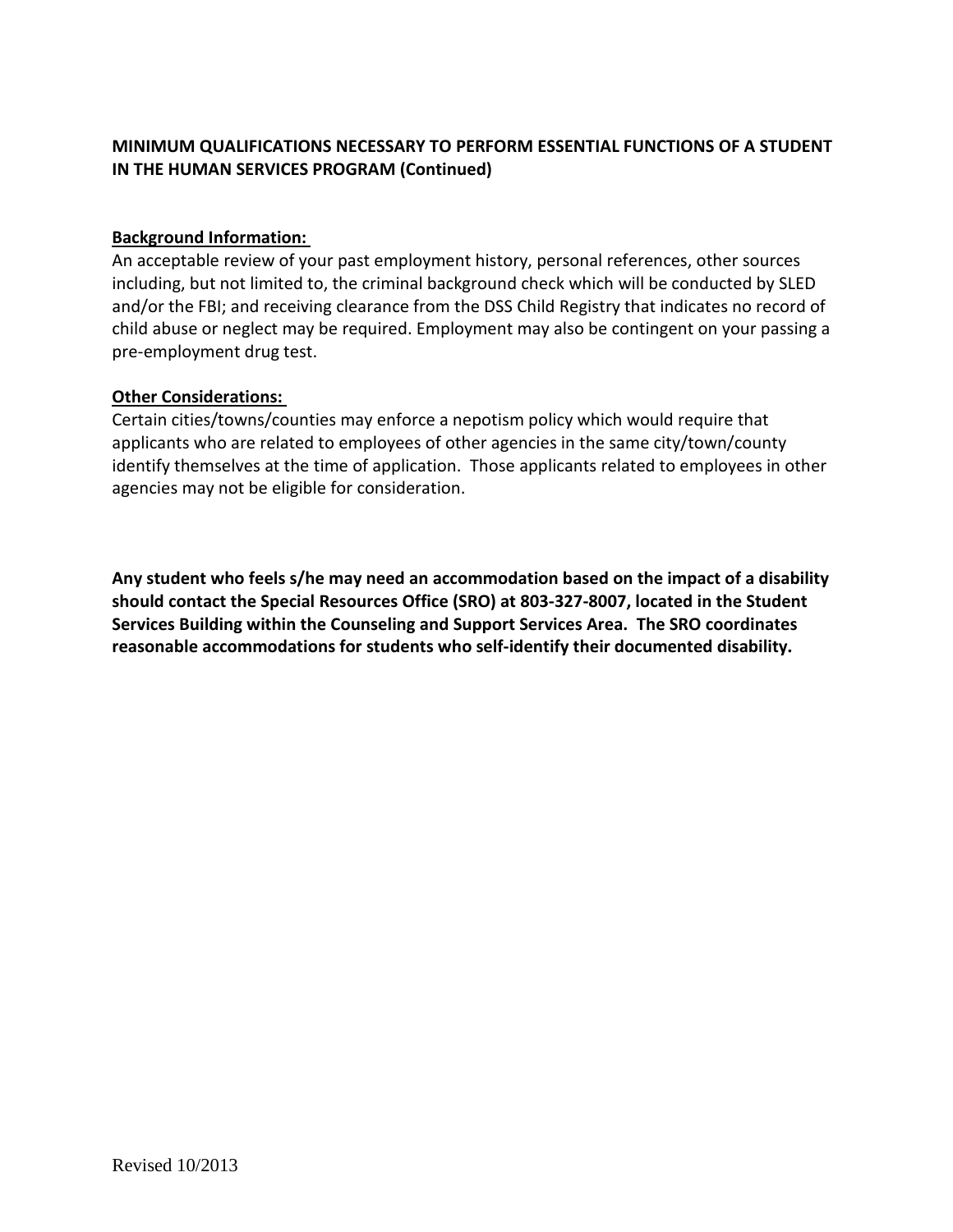**MINIMUM QUALIFICATIONS NECESSARY TO PERFORM ESSENTIAL FUNCTIONS OF A STUDENT IN THE HUMAN SERVICES PROGRAM (Continued)**

**Background Information:**

An acceptable review of your past employment history, personal references, other sources including, but not limited to, the criminal background check which will be conducted by SLED and/or the FBI; and receiving clearance from the DSS Child Registry that indicates no record of child abuse or neglect may be required. Employment may also be contingent on your passing a pre-employment drug test.

**Other Considerations:**

Certain cities/towns/counties may enforce a nepotism policy which would require that applicants who are related to employees of other agencies in the same city/town/county identify themselves at the time of application. Those applicants related to employees in other agencies may not be eligible for consideration.

**Any student who feels s/he may need an accommodation based on the impact of a disability should contact the Special Resources Office (SRO) at 803-327-8007, located in the Student Services Building within the Counseling and Support Services Area. The SRO coordinates reasonable accommodations for students who self-identify their documented disability.**

Revised 10/2013